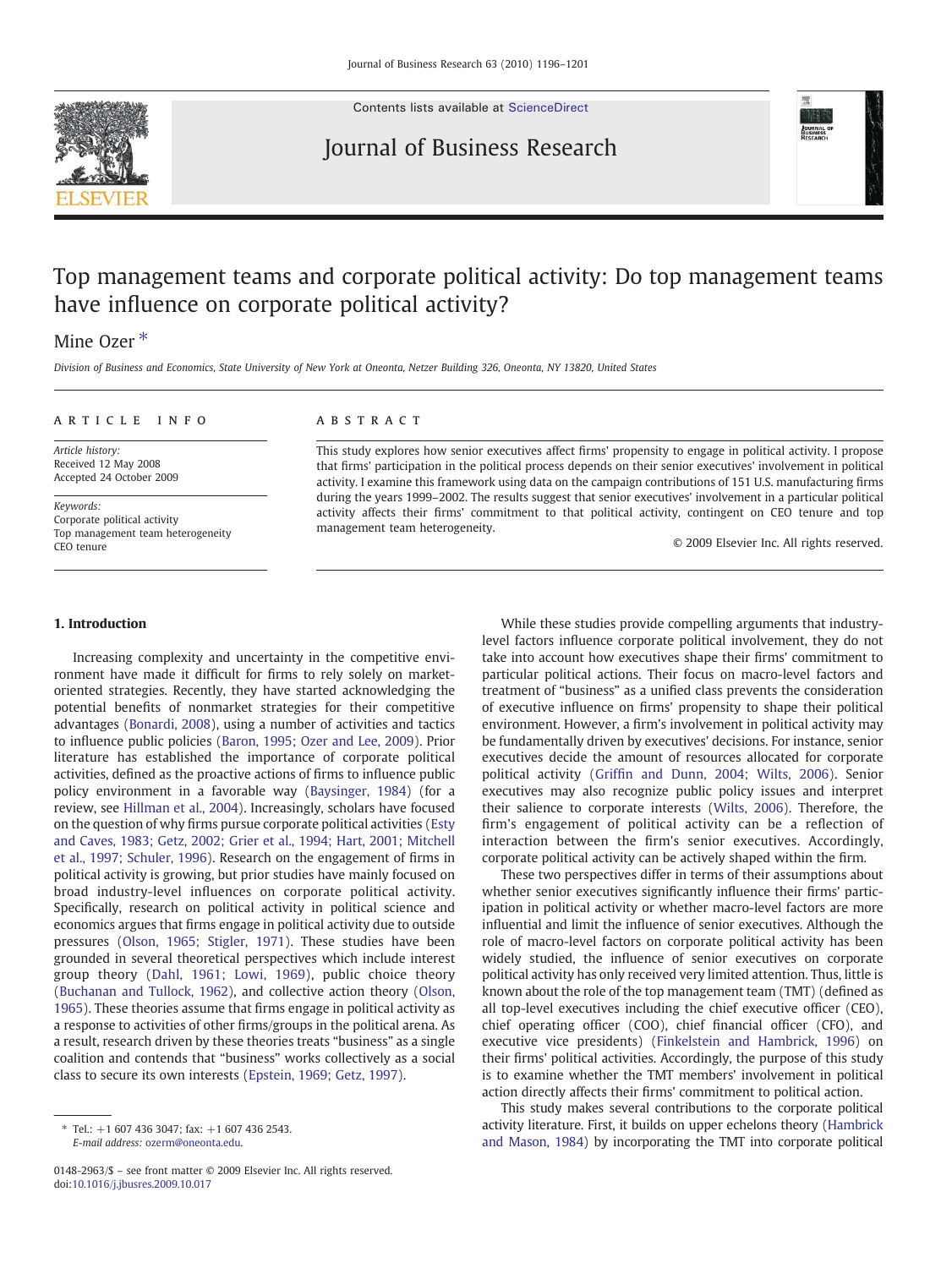# Top management teams and corporate political activity: Do top management teams have influence on corporate political activity?

Mine Ozer *

*Division of Business and Economics, State University of New York at Oneonta, Netzer Building 326, Oneonta, NY 13820, United States*

---

**ARTICLE INFO**

*Article history:*
Received 12 May 2008
Accepted 24 October 2009

*Keywords:*
Corporate political activity
Top management team heterogeneity
CEO tenure

**ABSTRACT**

This study explores how senior executives affect firms' propensity to engage in political activity. I propose that firms' participation in the political process depends on their senior executives' involvement in political activity. I examine this framework using data on the campaign contributions of 151 U.S. manufacturing firms during the years 1999–2002. The results suggest that senior executives' involvement in a particular political activity affects their firms' commitment to that political activity, contingent on CEO tenure and top management team heterogeneity.

© 2009 Elsevier Inc. All rights reserved.

---

## 1. Introduction

Increasing complexity and uncertainty in the competitive environment have made it difficult for firms to rely solely on market-oriented strategies. Recently, they have started acknowledging the potential benefits of nonmarket strategies for their competitive advantages (Bonardi, 2008), using a number of activities and tactics to influence public policies (Baron, 1995; Ozer and Lee, 2009). Prior literature has established the importance of corporate political activities, defined as the proactive actions of firms to influence public policy environment in a favorable way (Baysinger, 1984) (for a review, see Hillman et al., 2004). Increasingly, scholars have focused on the question of why firms pursue corporate political activities (Esty and Caves, 1983; Getz, 2002; Grier et al., 1994; Hart, 2001; Mitchell et al., 1997; Schuler, 1996). Research on the engagement of firms in political activity is growing, but prior studies have mainly focused on broad industry-level influences on corporate political activity. Specifically, research on political activity in political science and economics argues that firms engage in political activity due to outside pressures (Olson, 1965; Stigler, 1971). These studies have been grounded in several theoretical perspectives which include interest group theory (Dahl, 1961; Lowi, 1969), public choice theory (Buchanan and Tullock, 1962), and collective action theory (Olson, 1965). These theories assume that firms engage in political activity as a response to activities of other firms/groups in the political arena. As a result, research driven by these theories treats "business" as a single coalition and contends that "business" works collectively as a social class to secure its own interests (Epstein, 1969; Getz, 1997).

While these studies provide compelling arguments that industry-level factors influence corporate political involvement, they do not take into account how executives shape their firms' commitment to particular political actions. Their focus on macro-level factors and treatment of "business" as a unified class prevents the consideration of executive influence on firms' propensity to shape their political environment. However, a firm's involvement in political activity may be fundamentally driven by executives' decisions. For instance, senior executives decide the amount of resources allocated for corporate political activity (Griffin and Dunn, 2004; Wilts, 2006). Senior executives may also recognize public policy issues and interpret their salience to corporate interests (Wilts, 2006). Therefore, the firm's engagement of political activity can be a reflection of interaction between the firm's senior executives. Accordingly, corporate political activity can be actively shaped within the firm.

These two perspectives differ in terms of their assumptions about whether senior executives significantly influence their firms' participation in political activity or whether macro-level factors are more influential and limit the influence of senior executives. Although the role of macro-level factors on corporate political activity has been widely studied, the influence of senior executives on corporate political activity has only received very limited attention. Thus, little is known about the role of the top management team (TMT) (defined as all top-level executives including the chief executive officer (CEO), chief operating officer (COO), chief financial officer (CFO), and executive vice presidents) (Finkelstein and Hambrick, 1996) on their firms' political activities. Accordingly, the purpose of this study is to examine whether the TMT members' involvement in political action directly affects their firms' commitment to political action.

This study makes several contributions to the corporate political activity literature. First, it builds on upper echelons theory (Hambrick and Mason, 1984) by incorporating the TMT into corporate political

---

* Tel.: +1 607 436 3047; fax: +1 607 436 2543.
*E-mail address:* ozerm@oneonta.edu.

0148-2963/$ – see front matter © 2009 Elsevier Inc. All rights reserved.
doi:10.1016/j.jbusres.2009.10.017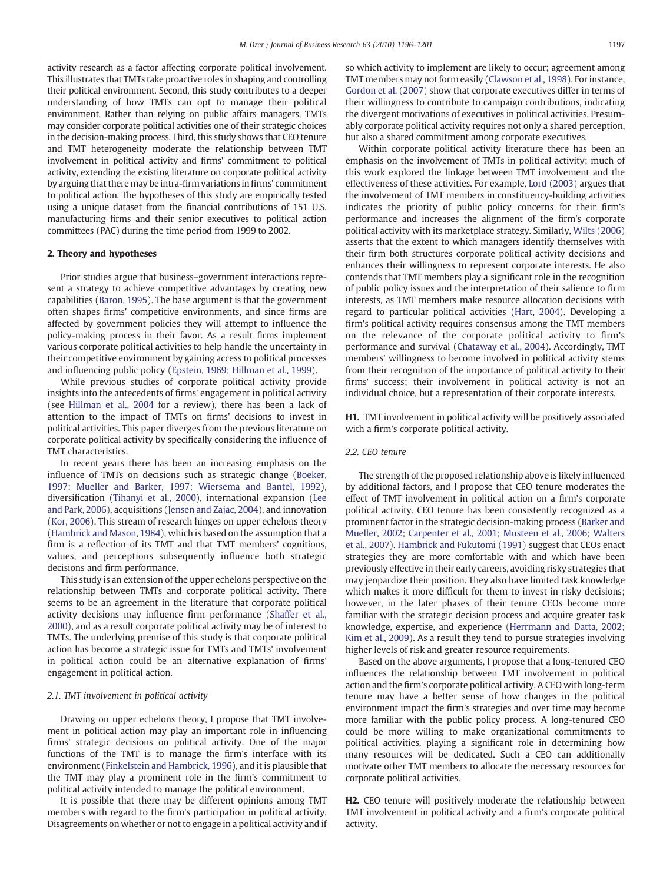activity research as a factor affecting corporate political involvement. This illustrates that TMTs take proactive roles in shaping and controlling their political environment. Second, this study contributes to a deeper understanding of how TMTs can opt to manage their political environment. Rather than relying on public affairs managers, TMTs may consider corporate political activities one of their strategic choices in the decision-making process. Third, this study shows that CEO tenure and TMT heterogeneity moderate the relationship between TMT involvement in political activity and firms' commitment to political activity, extending the existing literature on corporate political activity by arguing that there may be intra-firm variations in firms' commitment to political action. The hypotheses of this study are empirically tested using a unique dataset from the financial contributions of 151 U.S. manufacturing firms and their senior executives to political action committees (PAC) during the time period from 1999 to 2002.

## 2. Theory and hypotheses

Prior studies argue that business–government interactions represent a strategy to achieve competitive advantages by creating new capabilities (Baron, 1995). The base argument is that the government often shapes firms' competitive environments, and since firms are affected by government policies they will attempt to influence the policy-making process in their favor. As a result firms implement various corporate political activities to help handle the uncertainty in their competitive environment by gaining access to political processes and influencing public policy (Epstein, 1969; Hillman et al., 1999).

While previous studies of corporate political activity provide insights into the antecedents of firms' engagement in political activity (see Hillman et al., 2004 for a review), there has been a lack of attention to the impact of TMTs on firms' decisions to invest in political activities. This paper diverges from the previous literature on corporate political activity by specifically considering the influence of TMT characteristics.

In recent years there has been an increasing emphasis on the influence of TMTs on decisions such as strategic change (Boeker, 1997; Mueller and Barker, 1997; Wiersema and Bantel, 1992), diversification (Tihanyi et al., 2000), international expansion (Lee and Park, 2006), acquisitions (Jensen and Zajac, 2004), and innovation (Kor, 2006). This stream of research hinges on upper echelons theory (Hambrick and Mason, 1984), which is based on the assumption that a firm is a reflection of its TMT and that TMT members' cognitions, values, and perceptions subsequently influence both strategic decisions and firm performance.

This study is an extension of the upper echelons perspective on the relationship between TMTs and corporate political activity. There seems to be an agreement in the literature that corporate political activity decisions may influence firm performance (Shaffer et al., 2000), and as a result corporate political activity may be of interest to TMTs. The underlying premise of this study is that corporate political action has become a strategic issue for TMTs and TMTs' involvement in political action could be an alternative explanation of firms' engagement in political action.

### 2.1. TMT involvement in political activity

Drawing on upper echelons theory, I propose that TMT involvement in political action may play an important role in influencing firms' strategic decisions on political activity. One of the major functions of the TMT is to manage the firm's interface with its environment (Finkelstein and Hambrick, 1996), and it is plausible that the TMT may play a prominent role in the firm's commitment to political activity intended to manage the political environment.

It is possible that there may be different opinions among TMT members with regard to the firm's participation in political activity. Disagreements on whether or not to engage in a political activity and if so which activity to implement are likely to occur; agreement among TMT members may not form easily (Clawson et al., 1998). For instance, Gordon et al. (2007) show that corporate executives differ in terms of their willingness to contribute to campaign contributions, indicating the divergent motivations of executives in political activities. Presumably corporate political activity requires not only a shared perception, but also a shared commitment among corporate executives.

Within corporate political activity literature there has been an emphasis on the involvement of TMTs in political activity; much of this work explored the linkage between TMT involvement and the effectiveness of these activities. For example, Lord (2003) argues that the involvement of TMT members in constituency-building activities indicates the priority of public policy concerns for their firm's performance and increases the alignment of the firm's corporate political activity with its marketplace strategy. Similarly, Wilts (2006) asserts that the extent to which managers identify themselves with their firm both structures corporate political activity decisions and enhances their willingness to represent corporate interests. He also contends that TMT members play a significant role in the recognition of public policy issues and the interpretation of their salience to firm interests, as TMT members make resource allocation decisions with regard to particular political activities (Hart, 2004). Developing a firm's political activity requires consensus among the TMT members on the relevance of the corporate political activity to firm's performance and survival (Chataway et al., 2004). Accordingly, TMT members' willingness to become involved in political activity stems from their recognition of the importance of political activity to their firms' success; their involvement in political activity is not an individual choice, but a representation of their corporate interests.

**H1.** TMT involvement in political activity will be positively associated with a firm's corporate political activity.

### 2.2. CEO tenure

The strength of the proposed relationship above is likely influenced by additional factors, and I propose that CEO tenure moderates the effect of TMT involvement in political action on a firm's corporate political activity. CEO tenure has been consistently recognized as a prominent factor in the strategic decision-making process (Barker and Mueller, 2002; Carpenter et al., 2001; Musteen et al., 2006; Walters et al., 2007). Hambrick and Fukutomi (1991) suggest that CEOs enact strategies they are more comfortable with and which have been previously effective in their early careers, avoiding risky strategies that may jeopardize their position. They also have limited task knowledge which makes it more difficult for them to invest in risky decisions; however, in the later phases of their tenure CEOs become more familiar with the strategic decision process and acquire greater task knowledge, expertise, and experience (Herrmann and Datta, 2002; Kim et al., 2009). As a result they tend to pursue strategies involving higher levels of risk and greater resource requirements.

Based on the above arguments, I propose that a long-tenured CEO influences the relationship between TMT involvement in political action and the firm's corporate political activity. A CEO with long-term tenure may have a better sense of how changes in the political environment impact the firm's strategies and over time may become more familiar with the public policy process. A long-tenured CEO could be more willing to make organizational commitments to political activities, playing a significant role in determining how many resources will be dedicated. Such a CEO can additionally motivate other TMT members to allocate the necessary resources for corporate political activities.

**H2.** CEO tenure will positively moderate the relationship between TMT involvement in political activity and a firm's corporate political activity.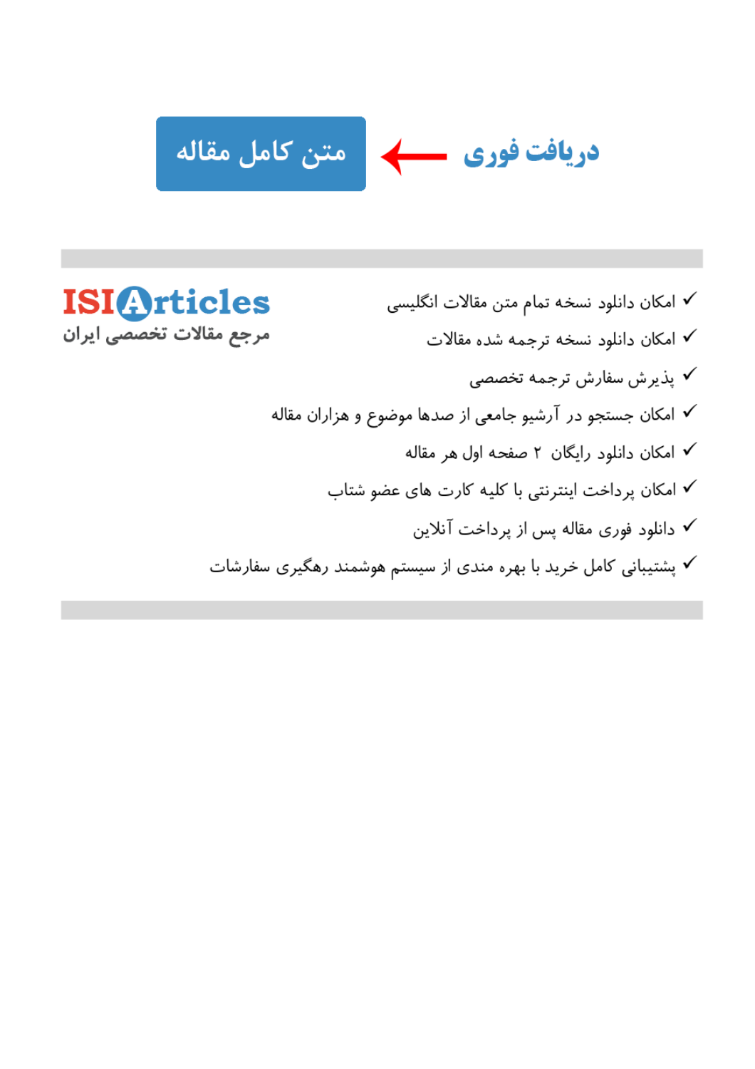دریافت فوری ← **متن کامل مقاله**

**ISIArticles**
مرجع مقالات تخصصی ایران

- ✓ امکان دانلود نسخه تمام متن مقالات انگلیسی
- ✓ امکان دانلود نسخه ترجمه شده مقالات
- ✓ پذیرش سفارش ترجمه تخصصی
- ✓ امکان جستجو در آرشیو جامعی از صدها موضوع و هزاران مقاله
- ✓ امکان دانلود رایگان ۲ صفحه اول هر مقاله
- ✓ امکان پرداخت اینترنتی با کلیه کارت های عضو شتاب
- ✓ دانلود فوری مقاله پس از پرداخت آنلاین
- ✓ پشتیبانی کامل خرید با بهره مندی از سیستم هوشمند رهگیری سفارشات